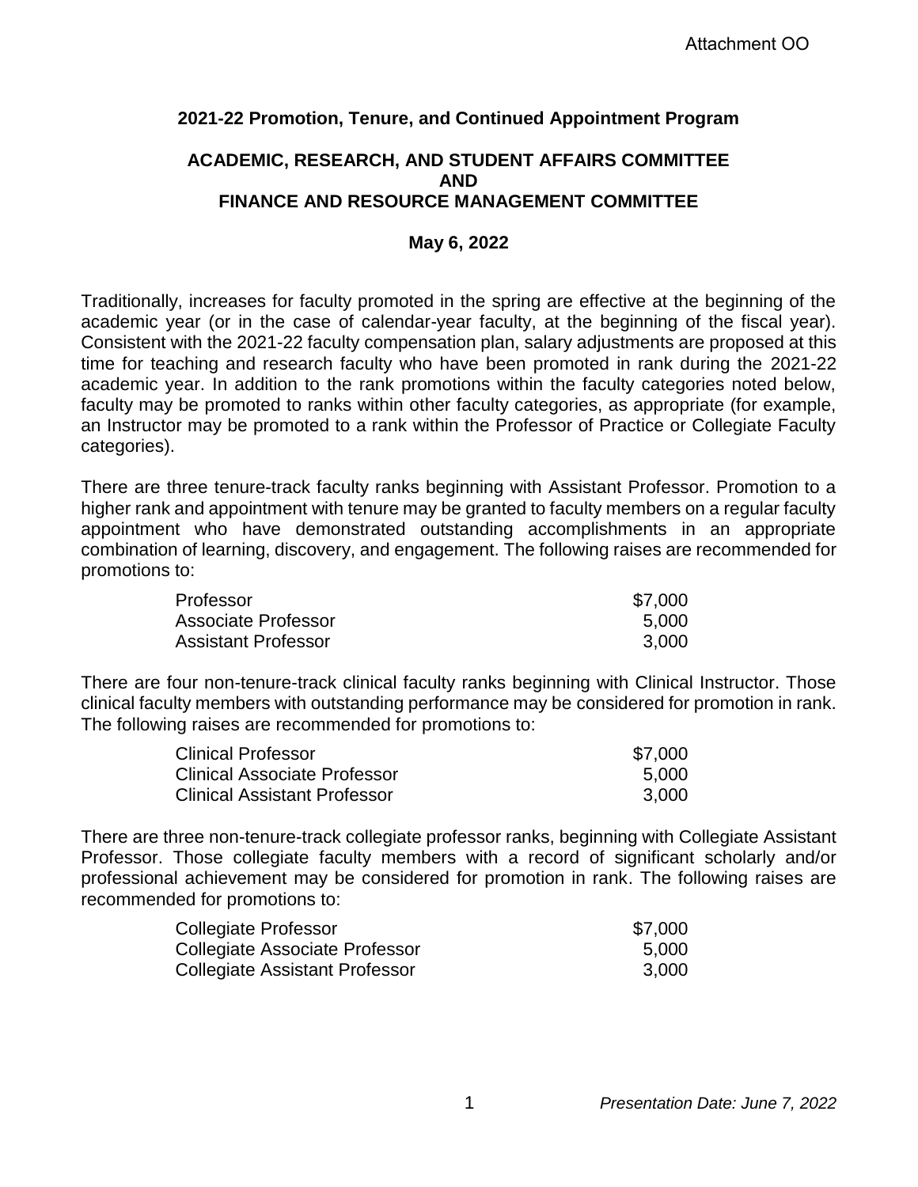Attachment OO

**2021-22 Promotion, Tenure, and Continued Appointment Program**

**ACADEMIC, RESEARCH, AND STUDENT AFFAIRS COMMITTEE**
**AND**
**FINANCE AND RESOURCE MANAGEMENT COMMITTEE**

**May 6, 2022**

Traditionally, increases for faculty promoted in the spring are effective at the beginning of the academic year (or in the case of calendar-year faculty, at the beginning of the fiscal year). Consistent with the 2021-22 faculty compensation plan, salary adjustments are proposed at this time for teaching and research faculty who have been promoted in rank during the 2021-22 academic year. In addition to the rank promotions within the faculty categories noted below, faculty may be promoted to ranks within other faculty categories, as appropriate (for example, an Instructor may be promoted to a rank within the Professor of Practice or Collegiate Faculty categories).

There are three tenure-track faculty ranks beginning with Assistant Professor. Promotion to a higher rank and appointment with tenure may be granted to faculty members on a regular faculty appointment who have demonstrated outstanding accomplishments in an appropriate combination of learning, discovery, and engagement. The following raises are recommended for promotions to:

| | |
|---|---|
| Professor | $7,000 |
| Associate Professor | 5,000 |
| Assistant Professor | 3,000 |

There are four non-tenure-track clinical faculty ranks beginning with Clinical Instructor. Those clinical faculty members with outstanding performance may be considered for promotion in rank. The following raises are recommended for promotions to:

| | |
|---|---|
| Clinical Professor | $7,000 |
| Clinical Associate Professor | 5,000 |
| Clinical Assistant Professor | 3,000 |

There are three non-tenure-track collegiate professor ranks, beginning with Collegiate Assistant Professor. Those collegiate faculty members with a record of significant scholarly and/or professional achievement may be considered for promotion in rank. The following raises are recommended for promotions to:

| | |
|---|---|
| Collegiate Professor | $7,000 |
| Collegiate Associate Professor | 5,000 |
| Collegiate Assistant Professor | 3,000 |

*Presentation Date: June 7, 2022*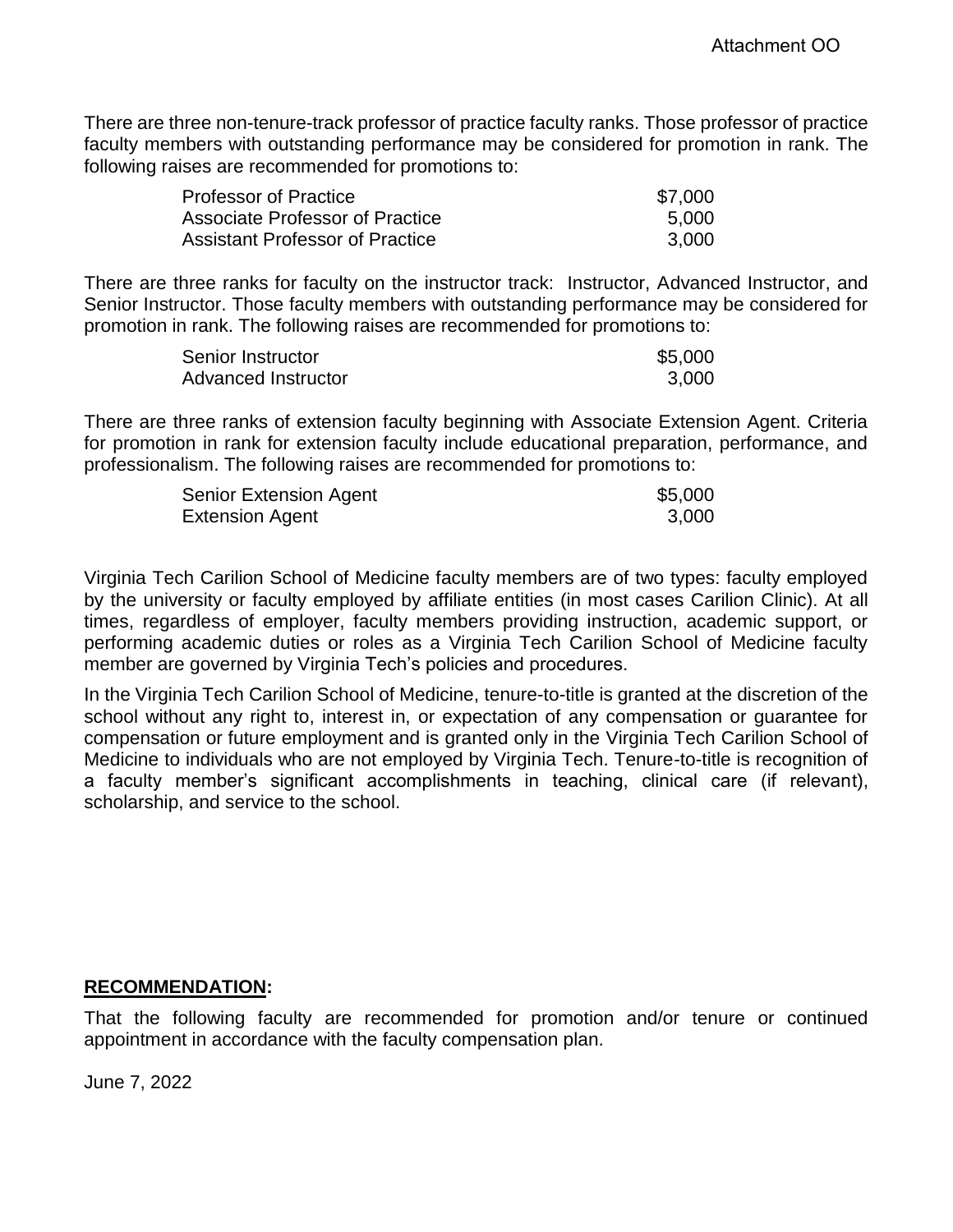There are three non-tenure-track professor of practice faculty ranks. Those professor of practice faculty members with outstanding performance may be considered for promotion in rank. The following raises are recommended for promotions to:

| | |
|---|---|
| Professor of Practice | \$7,000 |
| Associate Professor of Practice | 5,000 |
| Assistant Professor of Practice | 3,000 |

There are three ranks for faculty on the instructor track: Instructor, Advanced Instructor, and Senior Instructor. Those faculty members with outstanding performance may be considered for promotion in rank. The following raises are recommended for promotions to:

| | |
|---|---|
| Senior Instructor | \$5,000 |
| Advanced Instructor | 3,000 |

There are three ranks of extension faculty beginning with Associate Extension Agent. Criteria for promotion in rank for extension faculty include educational preparation, performance, and professionalism. The following raises are recommended for promotions to:

| | |
|---|---|
| Senior Extension Agent | \$5,000 |
| Extension Agent | 3,000 |

Virginia Tech Carilion School of Medicine faculty members are of two types: faculty employed by the university or faculty employed by affiliate entities (in most cases Carilion Clinic). At all times, regardless of employer, faculty members providing instruction, academic support, or performing academic duties or roles as a Virginia Tech Carilion School of Medicine faculty member are governed by Virginia Tech's policies and procedures.

In the Virginia Tech Carilion School of Medicine, tenure-to-title is granted at the discretion of the school without any right to, interest in, or expectation of any compensation or guarantee for compensation or future employment and is granted only in the Virginia Tech Carilion School of Medicine to individuals who are not employed by Virginia Tech. Tenure-to-title is recognition of a faculty member's significant accomplishments in teaching, clinical care (if relevant), scholarship, and service to the school.

**RECOMMENDATION:**

That the following faculty are recommended for promotion and/or tenure or continued appointment in accordance with the faculty compensation plan.

June 7, 2022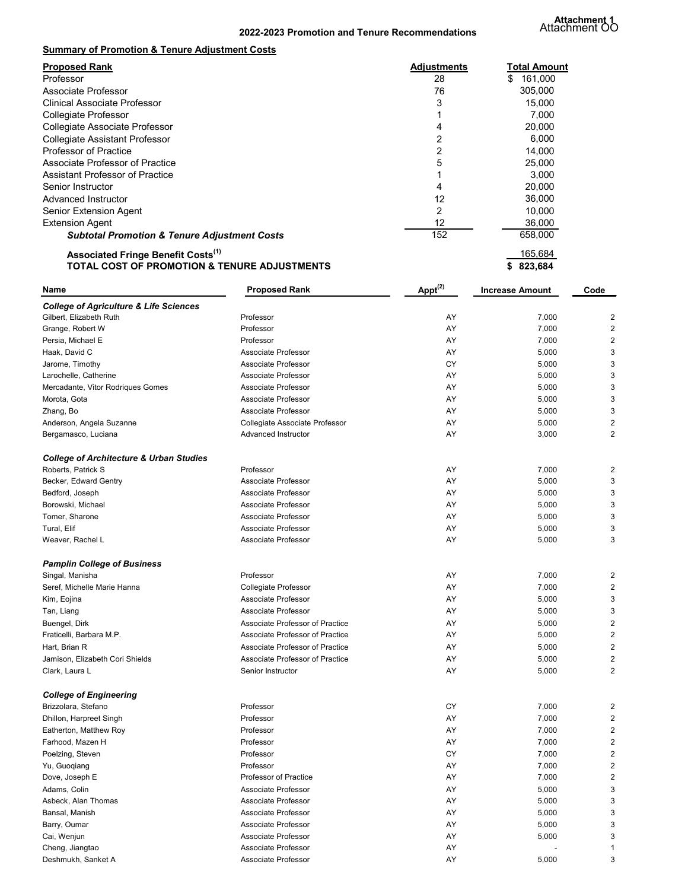Attachment 1
Attachment OO

## 2022-2023 Promotion and Tenure Recommendations

**Summary of Promotion & Tenure Adjustment Costs**

| Proposed Rank | Adjustments | Total Amount |
|---|---|---|
| Professor | 28 | $ 161,000 |
| Associate Professor | 76 | 305,000 |
| Clinical Associate Professor | 3 | 15,000 |
| Collegiate Professor | 1 | 7,000 |
| Collegiate Associate Professor | 4 | 20,000 |
| Collegiate Assistant Professor | 2 | 6,000 |
| Professor of Practice | 2 | 14,000 |
| Associate Professor of Practice | 5 | 25,000 |
| Assistant Professor of Practice | 1 | 3,000 |
| Senior Instructor | 4 | 20,000 |
| Advanced Instructor | 12 | 36,000 |
| Senior Extension Agent | 2 | 10,000 |
| Extension Agent | 12 | 36,000 |
| ***Subtotal Promotion & Tenure Adjustment Costs*** | 152 | 658,000 |
| **Associated Fringe Benefit Costs**[1] | | 165,684 |
| **TOTAL COST OF PROMOTION & TENURE ADJUSTMENTS** | | **$ 823,684** |

| Name | Proposed Rank | Appt[2] | Increase Amount | Code |
|---|---|---|---|---|
| ***College of Agriculture & Life Sciences*** | | | | |
| Gilbert, Elizabeth Ruth | Professor | AY | 7,000 | 2 |
| Grange, Robert W | Professor | AY | 7,000 | 2 |
| Persia, Michael E | Professor | AY | 7,000 | 2 |
| Haak, David C | Associate Professor | AY | 5,000 | 3 |
| Jarome, Timothy | Associate Professor | CY | 5,000 | 3 |
| Larochelle, Catherine | Associate Professor | AY | 5,000 | 3 |
| Mercadante, Vitor Rodriques Gomes | Associate Professor | AY | 5,000 | 3 |
| Morota, Gota | Associate Professor | AY | 5,000 | 3 |
| Zhang, Bo | Associate Professor | AY | 5,000 | 3 |
| Anderson, Angela Suzanne | Collegiate Associate Professor | AY | 5,000 | 2 |
| Bergamasco, Luciana | Advanced Instructor | AY | 3,000 | 2 |
| ***College of Architecture & Urban Studies*** | | | | |
| Roberts, Patrick S | Professor | AY | 7,000 | 2 |
| Becker, Edward Gentry | Associate Professor | AY | 5,000 | 3 |
| Bedford, Joseph | Associate Professor | AY | 5,000 | 3 |
| Borowski, Michael | Associate Professor | AY | 5,000 | 3 |
| Tomer, Sharone | Associate Professor | AY | 5,000 | 3 |
| Tural, Elif | Associate Professor | AY | 5,000 | 3 |
| Weaver, Rachel L | Associate Professor | AY | 5,000 | 3 |
| ***Pamplin College of Business*** | | | | |
| Singal, Manisha | Professor | AY | 7,000 | 2 |
| Seref, Michelle Marie Hanna | Collegiate Professor | AY | 7,000 | 2 |
| Kim, Eojina | Associate Professor | AY | 5,000 | 3 |
| Tan, Liang | Associate Professor | AY | 5,000 | 3 |
| Buengel, Dirk | Associate Professor of Practice | AY | 5,000 | 2 |
| Fraticelli, Barbara M.P. | Associate Professor of Practice | AY | 5,000 | 2 |
| Hart, Brian R | Associate Professor of Practice | AY | 5,000 | 2 |
| Jamison, Elizabeth Cori Shields | Associate Professor of Practice | AY | 5,000 | 2 |
| Clark, Laura L | Senior Instructor | AY | 5,000 | 2 |
| ***College of Engineering*** | | | | |
| Brizzolara, Stefano | Professor | CY | 7,000 | 2 |
| Dhillon, Harpreet Singh | Professor | AY | 7,000 | 2 |
| Eatherton, Matthew Roy | Professor | AY | 7,000 | 2 |
| Farhood, Mazen H | Professor | AY | 7,000 | 2 |
| Poelzing, Steven | Professor | CY | 7,000 | 2 |
| Yu, Guoqiang | Professor | AY | 7,000 | 2 |
| Dove, Joseph E | Professor of Practice | AY | 7,000 | 2 |
| Adams, Colin | Associate Professor | AY | 5,000 | 3 |
| Asbeck, Alan Thomas | Associate Professor | AY | 5,000 | 3 |
| Bansal, Manish | Associate Professor | AY | 5,000 | 3 |
| Barry, Oumar | Associate Professor | AY | 5,000 | 3 |
| Cai, Wenjun | Associate Professor | AY | 5,000 | 3 |
| Cheng, Jiangtao | Associate Professor | AY | - | 1 |
| Deshmukh, Sanket A | Associate Professor | AY | 5,000 | 3 |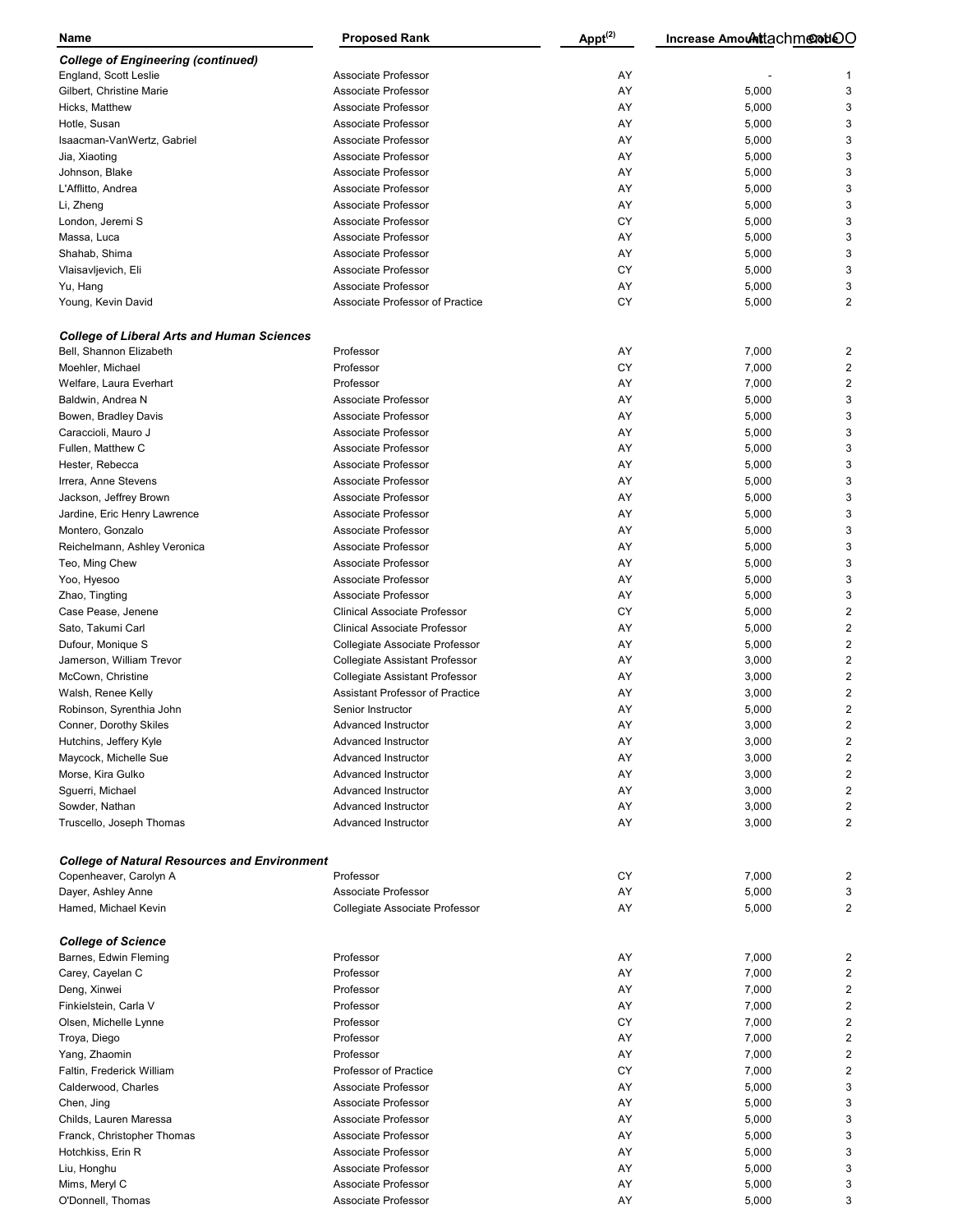| Name | Proposed Rank | Appt(2) | Increase Amount | Code |
|---|---|---|---|---|
| ***College of Engineering (continued)*** | | | | |
| England, Scott Leslie | Associate Professor | AY | - | 1 |
| Gilbert, Christine Marie | Associate Professor | AY | 5,000 | 3 |
| Hicks, Matthew | Associate Professor | AY | 5,000 | 3 |
| Hotle, Susan | Associate Professor | AY | 5,000 | 3 |
| Isaacman-VanWertz, Gabriel | Associate Professor | AY | 5,000 | 3 |
| Jia, Xiaoting | Associate Professor | AY | 5,000 | 3 |
| Johnson, Blake | Associate Professor | AY | 5,000 | 3 |
| L'Afflitto, Andrea | Associate Professor | AY | 5,000 | 3 |
| Li, Zheng | Associate Professor | AY | 5,000 | 3 |
| London, Jeremi S | Associate Professor | CY | 5,000 | 3 |
| Massa, Luca | Associate Professor | AY | 5,000 | 3 |
| Shahab, Shima | Associate Professor | AY | 5,000 | 3 |
| Vlaisavljevich, Eli | Associate Professor | CY | 5,000 | 3 |
| Yu, Hang | Associate Professor | AY | 5,000 | 3 |
| Young, Kevin David | Associate Professor of Practice | CY | 5,000 | 2 |
| | | | | |
| ***College of Liberal Arts and Human Sciences*** | | | | |
| Bell, Shannon Elizabeth | Professor | AY | 7,000 | 2 |
| Moehler, Michael | Professor | CY | 7,000 | 2 |
| Welfare, Laura Everhart | Professor | AY | 7,000 | 2 |
| Baldwin, Andrea N | Associate Professor | AY | 5,000 | 3 |
| Bowen, Bradley Davis | Associate Professor | AY | 5,000 | 3 |
| Caraccioli, Mauro J | Associate Professor | AY | 5,000 | 3 |
| Fullen, Matthew C | Associate Professor | AY | 5,000 | 3 |
| Hester, Rebecca | Associate Professor | AY | 5,000 | 3 |
| Irrera, Anne Stevens | Associate Professor | AY | 5,000 | 3 |
| Jackson, Jeffrey Brown | Associate Professor | AY | 5,000 | 3 |
| Jardine, Eric Henry Lawrence | Associate Professor | AY | 5,000 | 3 |
| Montero, Gonzalo | Associate Professor | AY | 5,000 | 3 |
| Reichelmann, Ashley Veronica | Associate Professor | AY | 5,000 | 3 |
| Teo, Ming Chew | Associate Professor | AY | 5,000 | 3 |
| Yoo, Hyesoo | Associate Professor | AY | 5,000 | 3 |
| Zhao, Tingting | Associate Professor | AY | 5,000 | 3 |
| Case Pease, Jenene | Clinical Associate Professor | CY | 5,000 | 2 |
| Sato, Takumi Carl | Clinical Associate Professor | AY | 5,000 | 2 |
| Dufour, Monique S | Collegiate Associate Professor | AY | 5,000 | 2 |
| Jamerson, William Trevor | Collegiate Assistant Professor | AY | 3,000 | 2 |
| McCown, Christine | Collegiate Assistant Professor | AY | 3,000 | 2 |
| Walsh, Renee Kelly | Assistant Professor of Practice | AY | 3,000 | 2 |
| Robinson, Syrenthia John | Senior Instructor | AY | 5,000 | 2 |
| Conner, Dorothy Skiles | Advanced Instructor | AY | 3,000 | 2 |
| Hutchins, Jeffery Kyle | Advanced Instructor | AY | 3,000 | 2 |
| Maycock, Michelle Sue | Advanced Instructor | AY | 3,000 | 2 |
| Morse, Kira Gulko | Advanced Instructor | AY | 3,000 | 2 |
| Sguerri, Michael | Advanced Instructor | AY | 3,000 | 2 |
| Sowder, Nathan | Advanced Instructor | AY | 3,000 | 2 |
| Truscello, Joseph Thomas | Advanced Instructor | AY | 3,000 | 2 |
| | | | | |
| ***College of Natural Resources and Environment*** | | | | |
| Copenheaver, Carolyn A | Professor | CY | 7,000 | 2 |
| Dayer, Ashley Anne | Associate Professor | AY | 5,000 | 3 |
| Hamed, Michael Kevin | Collegiate Associate Professor | AY | 5,000 | 2 |
| | | | | |
| ***College of Science*** | | | | |
| Barnes, Edwin Fleming | Professor | AY | 7,000 | 2 |
| Carey, Cayelan C | Professor | AY | 7,000 | 2 |
| Deng, Xinwei | Professor | AY | 7,000 | 2 |
| Finkielstein, Carla V | Professor | AY | 7,000 | 2 |
| Olsen, Michelle Lynne | Professor | CY | 7,000 | 2 |
| Troya, Diego | Professor | AY | 7,000 | 2 |
| Yang, Zhaomin | Professor | AY | 7,000 | 2 |
| Faltin, Frederick William | Professor of Practice | CY | 7,000 | 2 |
| Calderwood, Charles | Associate Professor | AY | 5,000 | 3 |
| Chen, Jing | Associate Professor | AY | 5,000 | 3 |
| Childs, Lauren Maressa | Associate Professor | AY | 5,000 | 3 |
| Franck, Christopher Thomas | Associate Professor | AY | 5,000 | 3 |
| Hotchkiss, Erin R | Associate Professor | AY | 5,000 | 3 |
| Liu, Honghu | Associate Professor | AY | 5,000 | 3 |
| Mims, Meryl C | Associate Professor | AY | 5,000 | 3 |
| O'Donnell, Thomas | Associate Professor | AY | 5,000 | 3 |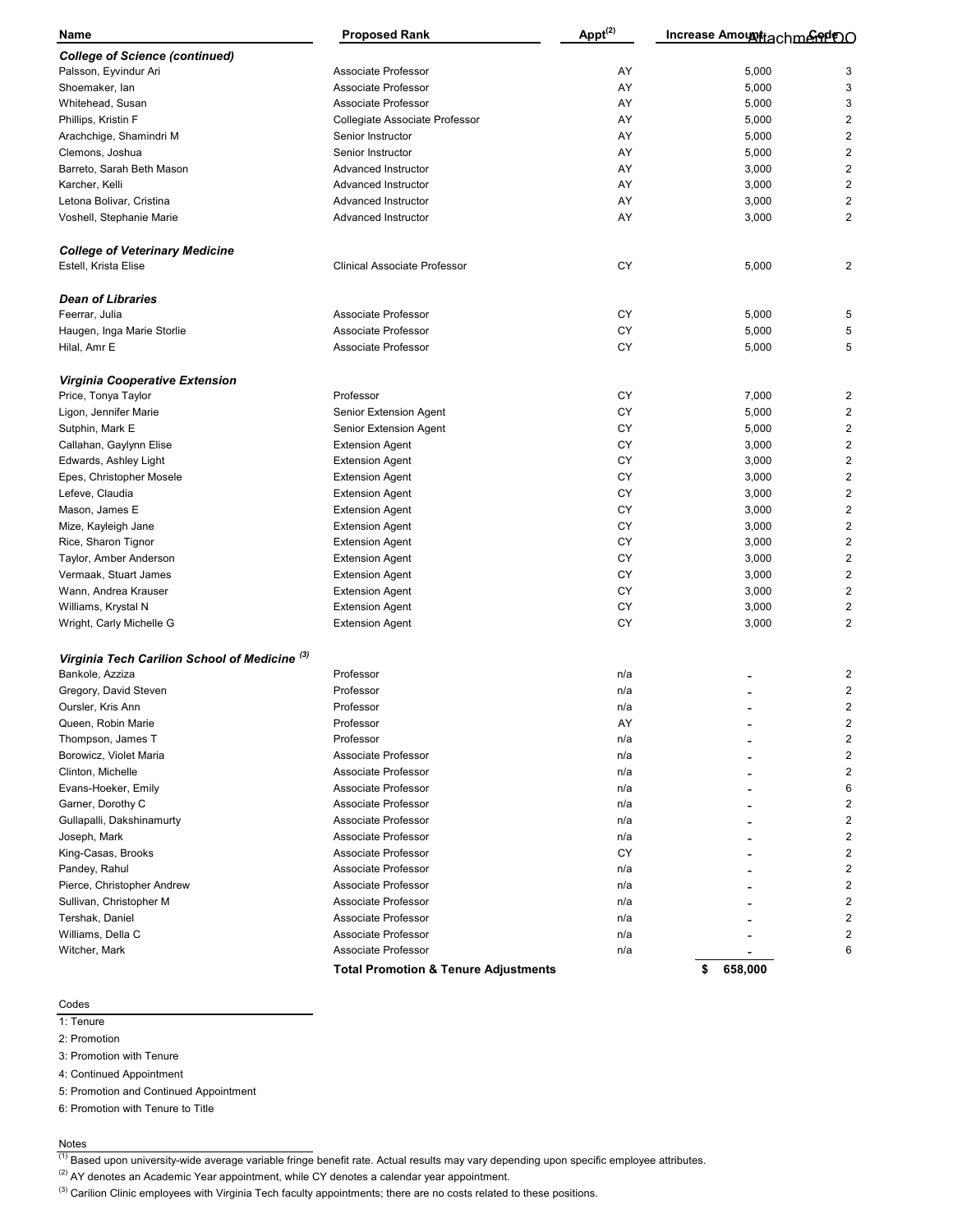Attachment OO

| Name | Proposed Rank | Appt[2] | Increase Amount | Code |
|---|---|---|---|---|
| ***College of Science (continued)*** | | | | |
| Palsson, Eyvindur Ari | Associate Professor | AY | 5,000 | 3 |
| Shoemaker, Ian | Associate Professor | AY | 5,000 | 3 |
| Whitehead, Susan | Associate Professor | AY | 5,000 | 3 |
| Phillips, Kristin F | Collegiate Associate Professor | AY | 5,000 | 2 |
| Arachchige, Shamindri M | Senior Instructor | AY | 5,000 | 2 |
| Clemons, Joshua | Senior Instructor | AY | 5,000 | 2 |
| Barreto, Sarah Beth Mason | Advanced Instructor | AY | 3,000 | 2 |
| Karcher, Kelli | Advanced Instructor | AY | 3,000 | 2 |
| Letona Bolivar, Cristina | Advanced Instructor | AY | 3,000 | 2 |
| Voshell, Stephanie Marie | Advanced Instructor | AY | 3,000 | 2 |
| ***College of Veterinary Medicine*** | | | | |
| Estell, Krista Elise | Clinical Associate Professor | CY | 5,000 | 2 |
| ***Dean of Libraries*** | | | | |
| Feerrar, Julia | Associate Professor | CY | 5,000 | 5 |
| Haugen, Inga Marie Storlie | Associate Professor | CY | 5,000 | 5 |
| Hilal, Amr E | Associate Professor | CY | 5,000 | 5 |
| ***Virginia Cooperative Extension*** | | | | |
| Price, Tonya Taylor | Professor | CY | 7,000 | 2 |
| Ligon, Jennifer Marie | Senior Extension Agent | CY | 5,000 | 2 |
| Sutphin, Mark E | Senior Extension Agent | CY | 5,000 | 2 |
| Callahan, Gaylynn Elise | Extension Agent | CY | 3,000 | 2 |
| Edwards, Ashley Light | Extension Agent | CY | 3,000 | 2 |
| Epes, Christopher Mosele | Extension Agent | CY | 3,000 | 2 |
| Lefeve, Claudia | Extension Agent | CY | 3,000 | 2 |
| Mason, James E | Extension Agent | CY | 3,000 | 2 |
| Mize, Kayleigh Jane | Extension Agent | CY | 3,000 | 2 |
| Rice, Sharon Tignor | Extension Agent | CY | 3,000 | 2 |
| Taylor, Amber Anderson | Extension Agent | CY | 3,000 | 2 |
| Vermaak, Stuart James | Extension Agent | CY | 3,000 | 2 |
| Wann, Andrea Krauser | Extension Agent | CY | 3,000 | 2 |
| Williams, Krystal N | Extension Agent | CY | 3,000 | 2 |
| Wright, Carly Michelle G | Extension Agent | CY | 3,000 | 2 |
| ***Virginia Tech Carilion School of Medicine [3]*** | | | | |
| Bankole, Azziza | Professor | n/a | - | 2 |
| Gregory, David Steven | Professor | n/a | - | 2 |
| Oursler, Kris Ann | Professor | n/a | - | 2 |
| Queen, Robin Marie | Professor | AY | - | 2 |
| Thompson, James T | Professor | n/a | - | 2 |
| Borowicz, Violet Maria | Associate Professor | n/a | - | 2 |
| Clinton, Michelle | Associate Professor | n/a | - | 2 |
| Evans-Hoeker, Emily | Associate Professor | n/a | - | 6 |
| Garner, Dorothy C | Associate Professor | n/a | - | 2 |
| Gullapalli, Dakshinamurty | Associate Professor | n/a | - | 2 |
| Joseph, Mark | Associate Professor | n/a | - | 2 |
| King-Casas, Brooks | Associate Professor | CY | - | 2 |
| Pandey, Rahul | Associate Professor | n/a | - | 2 |
| Pierce, Christopher Andrew | Associate Professor | n/a | - | 2 |
| Sullivan, Christopher M | Associate Professor | n/a | - | 2 |
| Tershak, Daniel | Associate Professor | n/a | - | 2 |
| Williams, Della C | Associate Professor | n/a | - | 2 |
| Witcher, Mark | Associate Professor | n/a | - | 6 |
| | **Total Promotion & Tenure Adjustments** | | **$ 658,000** | |

Codes

1: Tenure
2: Promotion
3: Promotion with Tenure
4: Continued Appointment
5: Promotion and Continued Appointment
6: Promotion with Tenure to Title

Notes

(1) Based upon university-wide average variable fringe benefit rate. Actual results may vary depending upon specific employee attributes.
(2) AY denotes an Academic Year appointment, while CY denotes a calendar year appointment.
(3) Carilion Clinic employees with Virginia Tech faculty appointments; there are no costs related to these positions.